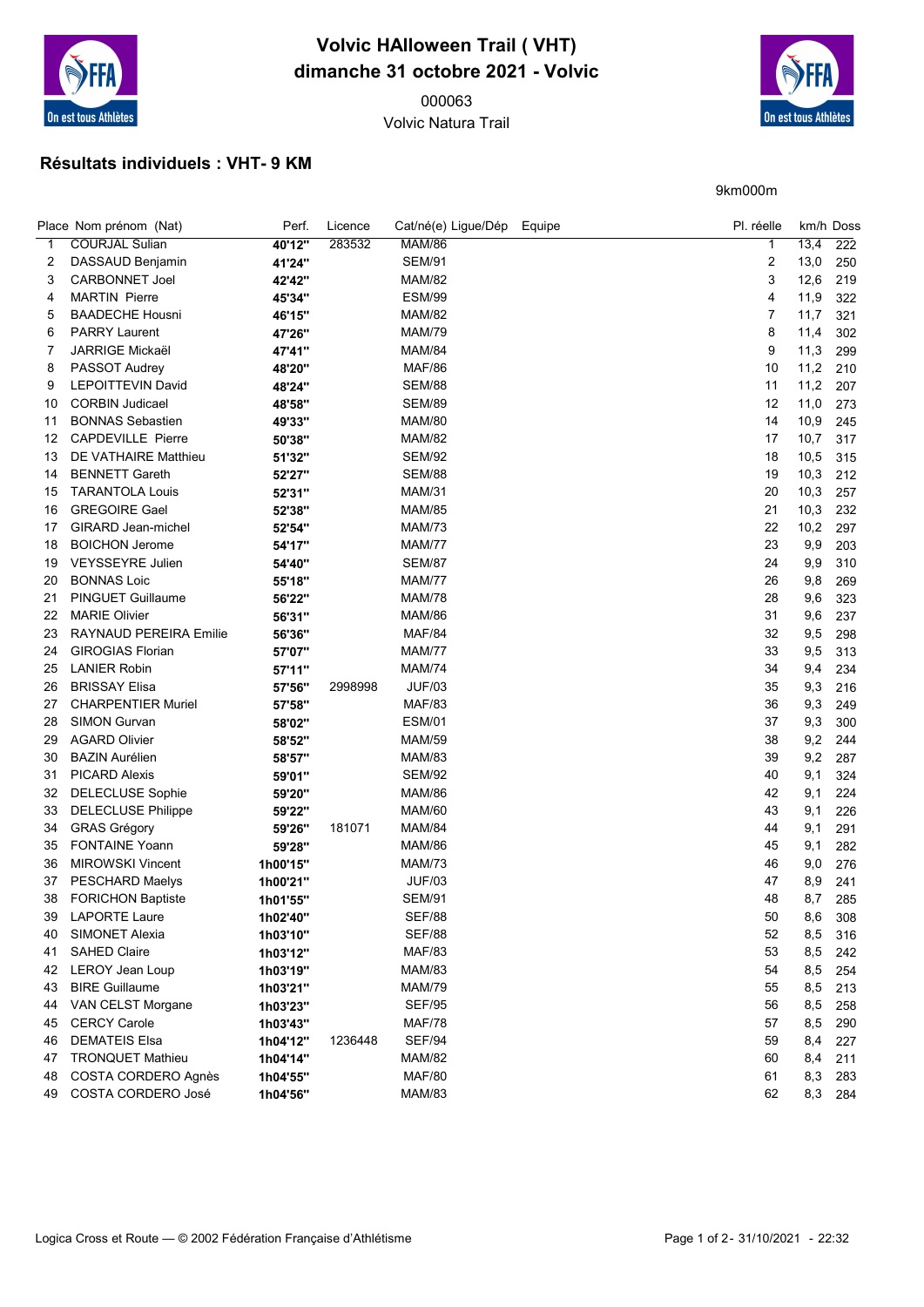# Volvic HAlloween Trail ( VHT)
## dimanche 31 octobre 2021 - Volvic

000063

Volvic Natura Trail

## Résultats individuels : VHT- 9 KM

9km000m

| Place | Nom prénom (Nat) | Perf. | Licence | Cat/né(e) Ligue/Dép | Equipe | Pl. réelle | km/h | Doss |
|---|---|---|---|---|---|---|---|---|
| 1 | COURJAL Sulian | **40'12''** | 283532 | MAM/86 | | 1 | 13,4 | 222 |
| 2 | DASSAUD Benjamin | **41'24''** | | SEM/91 | | 2 | 13,0 | 250 |
| 3 | CARBONNET Joel | **42'42''** | | MAM/82 | | 3 | 12,6 | 219 |
| 4 | MARTIN Pierre | **45'34''** | | ESM/99 | | 4 | 11,9 | 322 |
| 5 | BAADECHE Housni | **46'15''** | | MAM/82 | | 7 | 11,7 | 321 |
| 6 | PARRY Laurent | **47'26''** | | MAM/79 | | 8 | 11,4 | 302 |
| 7 | JARRIGE Mickaël | **47'41''** | | MAM/84 | | 9 | 11,3 | 299 |
| 8 | PASSOT Audrey | **48'20''** | | MAF/86 | | 10 | 11,2 | 210 |
| 9 | LEPOITTEVIN David | **48'24''** | | SEM/88 | | 11 | 11,2 | 207 |
| 10 | CORBIN Judicael | **48'58''** | | SEM/89 | | 12 | 11,0 | 273 |
| 11 | BONNAS Sebastien | **49'33''** | | MAM/80 | | 14 | 10,9 | 245 |
| 12 | CAPDEVILLE Pierre | **50'38''** | | MAM/82 | | 17 | 10,7 | 317 |
| 13 | DE VATHAIRE Matthieu | **51'32''** | | SEM/92 | | 18 | 10,5 | 315 |
| 14 | BENNETT Gareth | **52'27''** | | SEM/88 | | 19 | 10,3 | 212 |
| 15 | TARANTOLA Louis | **52'31''** | | MAM/31 | | 20 | 10,3 | 257 |
| 16 | GREGOIRE Gael | **52'38''** | | MAM/85 | | 21 | 10,3 | 232 |
| 17 | GIRARD Jean-michel | **52'54''** | | MAM/73 | | 22 | 10,2 | 297 |
| 18 | BOICHON Jerome | **54'17''** | | MAM/77 | | 23 | 9,9 | 203 |
| 19 | VEYSSEYRE Julien | **54'40''** | | SEM/87 | | 24 | 9,9 | 310 |
| 20 | BONNAS Loic | **55'18''** | | MAM/77 | | 26 | 9,8 | 269 |
| 21 | PINGUET Guillaume | **56'22''** | | MAM/78 | | 28 | 9,6 | 323 |
| 22 | MARIE Olivier | **56'31''** | | MAM/86 | | 31 | 9,6 | 237 |
| 23 | RAYNAUD PEREIRA Emilie | **56'36''** | | MAF/84 | | 32 | 9,5 | 298 |
| 24 | GIROGIAS Florian | **57'07''** | | MAM/77 | | 33 | 9,5 | 313 |
| 25 | LANIER Robin | **57'11''** | | MAM/74 | | 34 | 9,4 | 234 |
| 26 | BRISSAY Elisa | **57'56''** | 2998998 | JUF/03 | | 35 | 9,3 | 216 |
| 27 | CHARPENTIER Muriel | **57'58''** | | MAF/83 | | 36 | 9,3 | 249 |
| 28 | SIMON Gurvan | **58'02''** | | ESM/01 | | 37 | 9,3 | 300 |
| 29 | AGARD Olivier | **58'52''** | | MAM/59 | | 38 | 9,2 | 244 |
| 30 | BAZIN Aurélien | **58'57''** | | MAM/83 | | 39 | 9,2 | 287 |
| 31 | PICARD Alexis | **59'01''** | | SEM/92 | | 40 | 9,1 | 324 |
| 32 | DELECLUSE Sophie | **59'20''** | | MAM/86 | | 42 | 9,1 | 224 |
| 33 | DELECLUSE Philippe | **59'22''** | | MAM/60 | | 43 | 9,1 | 226 |
| 34 | GRAS Grégory | **59'26''** | 181071 | MAM/84 | | 44 | 9,1 | 291 |
| 35 | FONTAINE Yoann | **59'28''** | | MAM/86 | | 45 | 9,1 | 282 |
| 36 | MIROWSKI Vincent | **1h00'15''** | | MAM/73 | | 46 | 9,0 | 276 |
| 37 | PESCHARD Maelys | **1h00'21''** | | JUF/03 | | 47 | 8,9 | 241 |
| 38 | FORICHON Baptiste | **1h01'55''** | | SEM/91 | | 48 | 8,7 | 285 |
| 39 | LAPORTE Laure | **1h02'40''** | | SEF/88 | | 50 | 8,6 | 308 |
| 40 | SIMONET Alexia | **1h03'10''** | | SEF/88 | | 52 | 8,5 | 316 |
| 41 | SAHED Claire | **1h03'12''** | | MAF/83 | | 53 | 8,5 | 242 |
| 42 | LEROY Jean Loup | **1h03'19''** | | MAM/83 | | 54 | 8,5 | 254 |
| 43 | BIRE Guillaume | **1h03'21''** | | MAM/79 | | 55 | 8,5 | 213 |
| 44 | VAN CELST Morgane | **1h03'23''** | | SEF/95 | | 56 | 8,5 | 258 |
| 45 | CERCY Carole | **1h03'43''** | | MAF/78 | | 57 | 8,5 | 290 |
| 46 | DEMATEIS Elsa | **1h04'12''** | 1236448 | SEF/94 | | 59 | 8,4 | 227 |
| 47 | TRONQUET Mathieu | **1h04'14''** | | MAM/82 | | 60 | 8,4 | 211 |
| 48 | COSTA CORDERO Agnès | **1h04'55''** | | MAF/80 | | 61 | 8,3 | 283 |
| 49 | COSTA CORDERO José | **1h04'56''** | | MAM/83 | | 62 | 8,3 | 284 |

Logica Cross et Route — © 2002 Fédération Française d'Athlétisme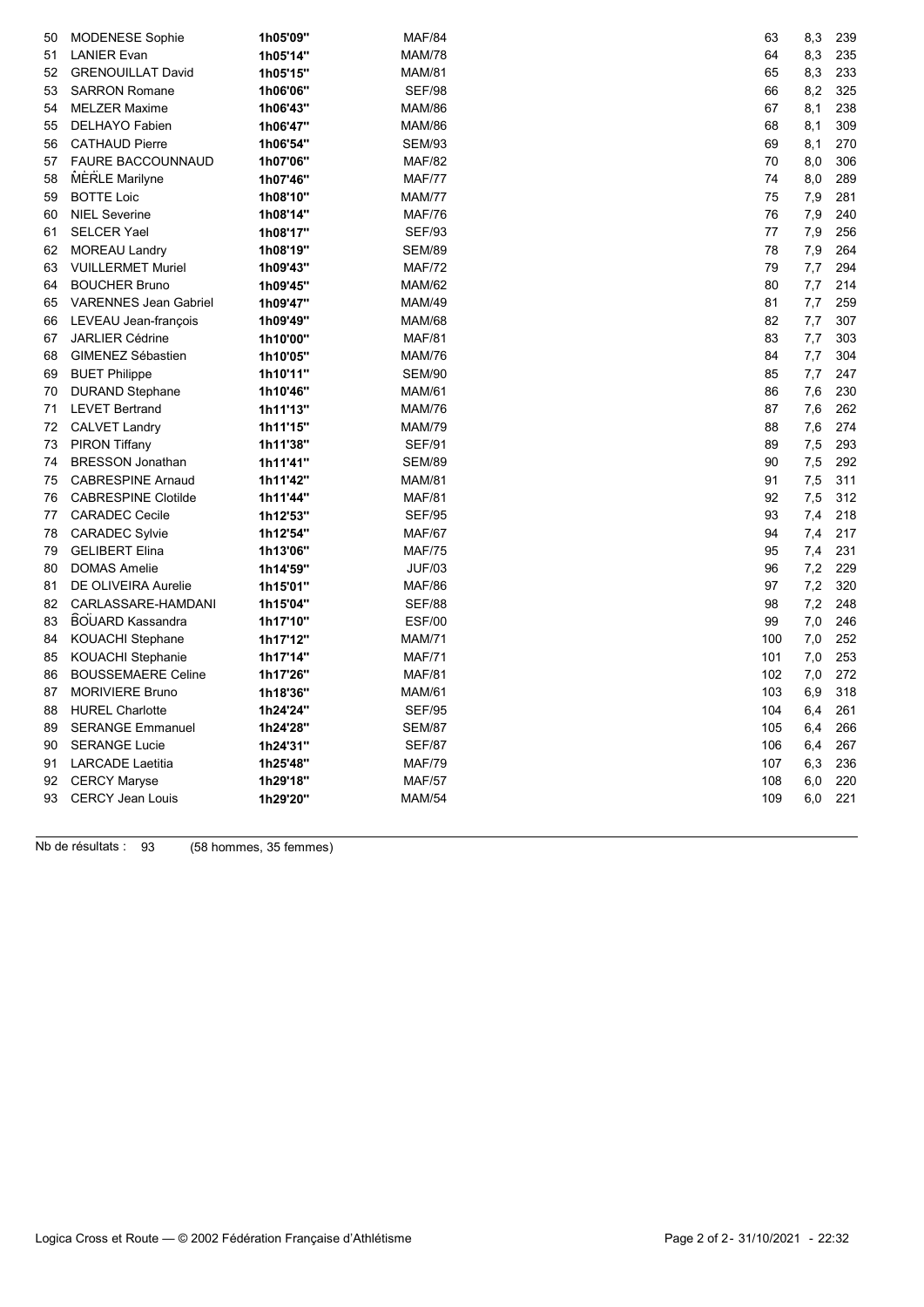| | | | | | | |
|---|---|---|---|---|---|---|
| 50 | MODENESE Sophie | 1h05'09'' | MAF/84 | 63 | 8,3 | 239 |
| 51 | LANIER Evan | 1h05'14'' | MAM/78 | 64 | 8,3 | 235 |
| 52 | GRENOUILLAT David | 1h05'15'' | MAM/81 | 65 | 8,3 | 233 |
| 53 | SARRON Romane | 1h06'06'' | SEF/98 | 66 | 8,2 | 325 |
| 54 | MELZER Maxime | 1h06'43'' | MAM/86 | 67 | 8,1 | 238 |
| 55 | DELHAYO Fabien | 1h06'47'' | MAM/86 | 68 | 8,1 | 309 |
| 56 | CATHAUD Pierre | 1h06'54'' | SEM/93 | 69 | 8,1 | 270 |
| 57 | FAURE BACCOUNNAUD | 1h07'06'' | MAF/82 | 70 | 8,0 | 306 |
| 58 | MÊRLE Marilyne | 1h07'46'' | MAF/77 | 74 | 8,0 | 289 |
| 59 | BOTTE Loic | 1h08'10'' | MAM/77 | 75 | 7,9 | 281 |
| 60 | NIEL Severine | 1h08'14'' | MAF/76 | 76 | 7,9 | 240 |
| 61 | SELCER Yael | 1h08'17'' | SEF/93 | 77 | 7,9 | 256 |
| 62 | MOREAU Landry | 1h08'19'' | SEM/89 | 78 | 7,9 | 264 |
| 63 | VUILLERMET Muriel | 1h09'43'' | MAF/72 | 79 | 7,7 | 294 |
| 64 | BOUCHER Bruno | 1h09'45'' | MAM/62 | 80 | 7,7 | 214 |
| 65 | VARENNES Jean Gabriel | 1h09'47'' | MAM/49 | 81 | 7,7 | 259 |
| 66 | LEVEAU Jean-françois | 1h09'49'' | MAM/68 | 82 | 7,7 | 307 |
| 67 | JARLIER Cédrine | 1h10'00'' | MAF/81 | 83 | 7,7 | 303 |
| 68 | GIMENEZ Sébastien | 1h10'05'' | MAM/76 | 84 | 7,7 | 304 |
| 69 | BUET Philippe | 1h10'11'' | SEM/90 | 85 | 7,7 | 247 |
| 70 | DURAND Stephane | 1h10'46'' | MAM/61 | 86 | 7,6 | 230 |
| 71 | LEVET Bertrand | 1h11'13'' | MAM/76 | 87 | 7,6 | 262 |
| 72 | CALVET Landry | 1h11'15'' | MAM/79 | 88 | 7,6 | 274 |
| 73 | PIRON Tiffany | 1h11'38'' | SEF/91 | 89 | 7,5 | 293 |
| 74 | BRESSON Jonathan | 1h11'41'' | SEM/89 | 90 | 7,5 | 292 |
| 75 | CABRESPINE Arnaud | 1h11'42'' | MAM/81 | 91 | 7,5 | 311 |
| 76 | CABRESPINE Clotilde | 1h11'44'' | MAF/81 | 92 | 7,5 | 312 |
| 77 | CARADEC Cecile | 1h12'53'' | SEF/95 | 93 | 7,4 | 218 |
| 78 | CARADEC Sylvie | 1h12'54'' | MAF/67 | 94 | 7,4 | 217 |
| 79 | GELIBERT Elina | 1h13'06'' | MAF/75 | 95 | 7,4 | 231 |
| 80 | DOMAS Amelie | 1h14'59'' | JUF/03 | 96 | 7,2 | 229 |
| 81 | DE OLIVEIRA Aurelie | 1h15'01'' | MAF/86 | 97 | 7,2 | 320 |
| 82 | CARLASSARE-HAMDANI | 1h15'04'' | SEF/88 | 98 | 7,2 | 248 |
| 83 | BOUARD Kassandra | 1h17'10'' | ESF/00 | 99 | 7,0 | 246 |
| 84 | KOUACHI Stephane | 1h17'12'' | MAM/71 | 100 | 7,0 | 252 |
| 85 | KOUACHI Stephanie | 1h17'14'' | MAF/71 | 101 | 7,0 | 253 |
| 86 | BOUSSEMAERE Celine | 1h17'26'' | MAF/81 | 102 | 7,0 | 272 |
| 87 | MORIVIERE Bruno | 1h18'36'' | MAM/61 | 103 | 6,9 | 318 |
| 88 | HUREL Charlotte | 1h24'24'' | SEF/95 | 104 | 6,4 | 261 |
| 89 | SERANGE Emmanuel | 1h24'28'' | SEM/87 | 105 | 6,4 | 266 |
| 90 | SERANGE Lucie | 1h24'31'' | SEF/87 | 106 | 6,4 | 267 |
| 91 | LARCADE Laetitia | 1h25'48'' | MAF/79 | 107 | 6,3 | 236 |
| 92 | CERCY Maryse | 1h29'18'' | MAF/57 | 108 | 6,0 | 220 |
| 93 | CERCY Jean Louis | 1h29'20'' | MAM/54 | 109 | 6,0 | 221 |

Nb de résultats : 93 (58 hommes, 35 femmes)

Logica Cross et Route — © 2002 Fédération Française d'Athlétisme